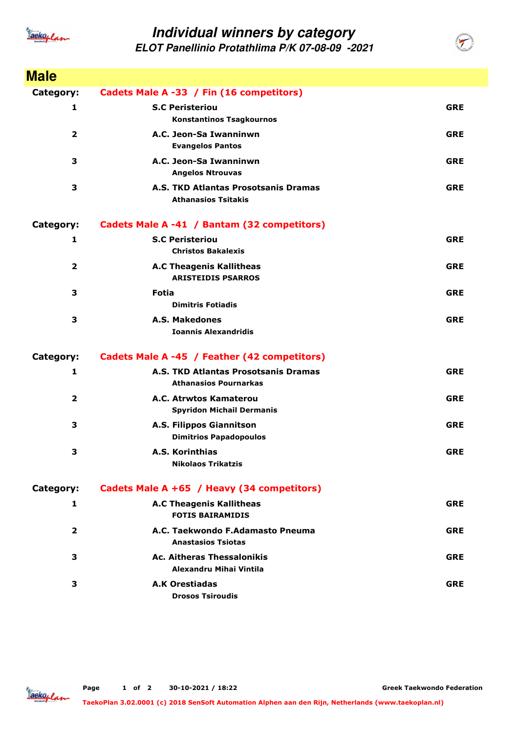# Individual winners by category

## ELOT Panellinio Protathlima P/K 07-08-09 -2021

## Male

**Category:** Cadets Male A -33 / Fin (16 competitors)

| | | |
|---|---|---|
| 1 | **S.C Peristeriou**<br>Konstantinos Tsagkournos | GRE |
| 2 | **A.C. Jeon-Sa Iwanninwn**<br>Evangelos Pantos | GRE |
| 3 | **A.C. Jeon-Sa Iwanninwn**<br>Angelos Ntrouvas | GRE |
| 3 | **A.S. TKD Atlantas Prosotsanis Dramas**<br>Athanasios Tsitakis | GRE |

**Category:** Cadets Male A -41 / Bantam (32 competitors)

| | | |
|---|---|---|
| 1 | **S.C Peristeriou**<br>Christos Bakalexis | GRE |
| 2 | **A.C Theagenis Kallitheas**<br>ARISTEIDIS PSARROS | GRE |
| 3 | **Fotia**<br>Dimitris Fotiadis | GRE |
| 3 | **A.S. Makedones**<br>Ioannis Alexandridis | GRE |

**Category:** Cadets Male A -45 / Feather (42 competitors)

| | | |
|---|---|---|
| 1 | **A.S. TKD Atlantas Prosotsanis Dramas**<br>Athanasios Pournarkas | GRE |
| 2 | **A.C. Atrwtos Kamaterou**<br>Spyridon Michail Dermanis | GRE |
| 3 | **A.S. Filippos Giannitson**<br>Dimitrios Papadopoulos | GRE |
| 3 | **A.S. Korinthias**<br>Nikolaos Trikatzis | GRE |

**Category:** Cadets Male A +65 / Heavy (34 competitors)

| | | |
|---|---|---|
| 1 | **A.C Theagenis Kallitheas**<br>FOTIS BAIRAMIDIS | GRE |
| 2 | **A.C. Taekwondo F.Adamasto Pneuma**<br>Anastasios Tsiotas | GRE |
| 3 | **Ac. Aitheras Thessalonikis**<br>Alexandru Mihai Vintila | GRE |
| 3 | **A.K Orestiadas**<br>Drosos Tsiroudis | GRE |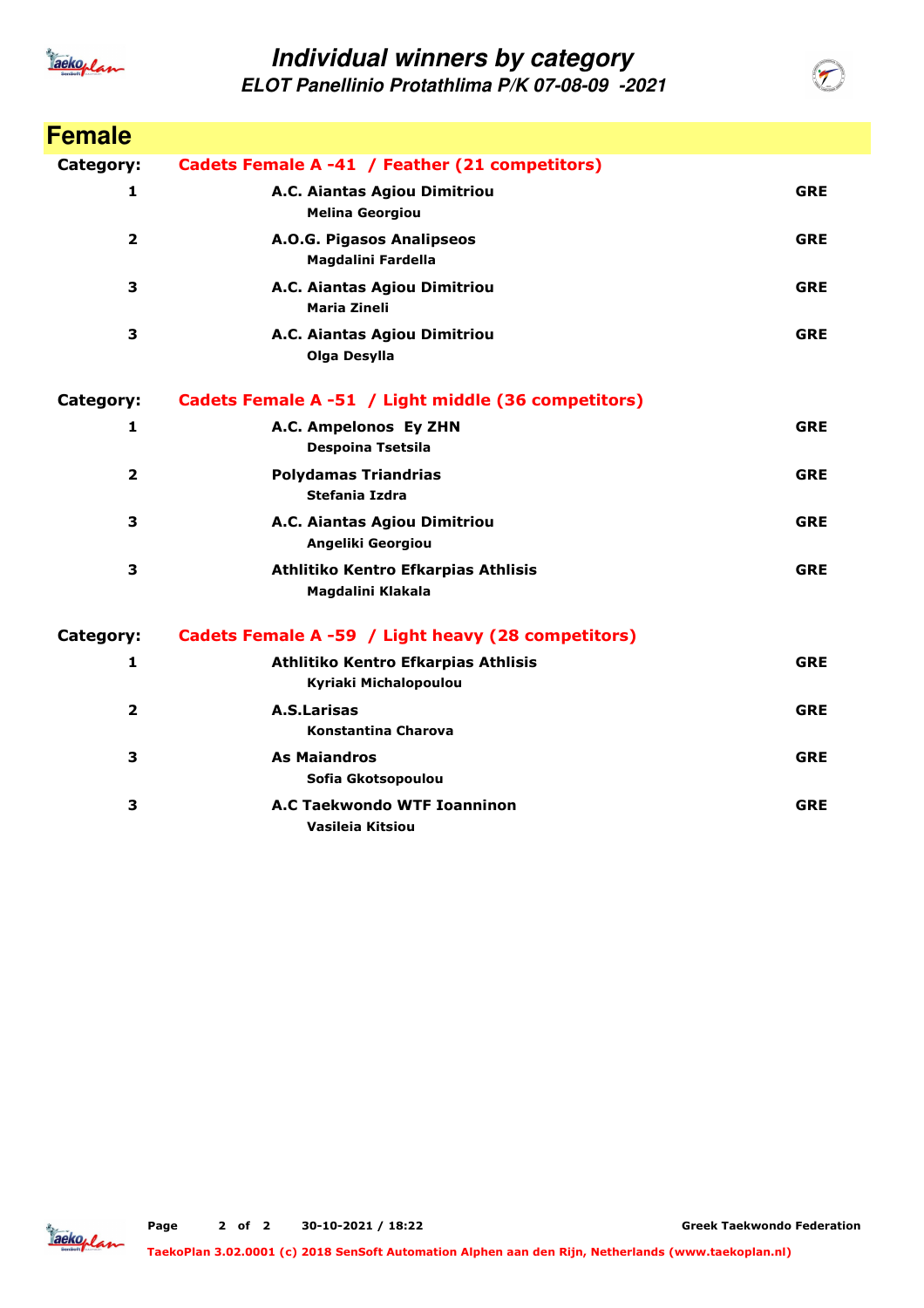# Individual winners by category

## ELOT Panellinio Protathlima P/K 07-08-09 -2021

## Female

**Category: Cadets Female A -41 / Feather (21 competitors)**

| | | |
|---|---|---|
| 1 | **A.C. Aiantas Agiou Dimitriou**<br>Melina Georgiou | GRE |
| 2 | **A.O.G. Pigasos Analipseos**<br>Magdalini Fardella | GRE |
| 3 | **A.C. Aiantas Agiou Dimitriou**<br>Maria Zineli | GRE |
| 3 | **A.C. Aiantas Agiou Dimitriou**<br>Olga Desylla | GRE |

**Category: Cadets Female A -51 / Light middle (36 competitors)**

| | | |
|---|---|---|
| 1 | **A.C. Ampelonos Ey ZHN**<br>Despoina Tsetsila | GRE |
| 2 | **Polydamas Triandrias**<br>Stefania Izdra | GRE |
| 3 | **A.C. Aiantas Agiou Dimitriou**<br>Angeliki Georgiou | GRE |
| 3 | **Athlitiko Kentro Efkarpias Athlisis**<br>Magdalini Klakala | GRE |

**Category: Cadets Female A -59 / Light heavy (28 competitors)**

| | | |
|---|---|---|
| 1 | **Athlitiko Kentro Efkarpias Athlisis**<br>Kyriaki Michalopoulou | GRE |
| 2 | **A.S.Larisas**<br>Konstantina Charova | GRE |
| 3 | **As Maiandros**<br>Sofia Gkotsopoulou | GRE |
| 3 | **A.C Taekwondo WTF Ioanninon**<br>Vasileia Kitsiou | GRE |